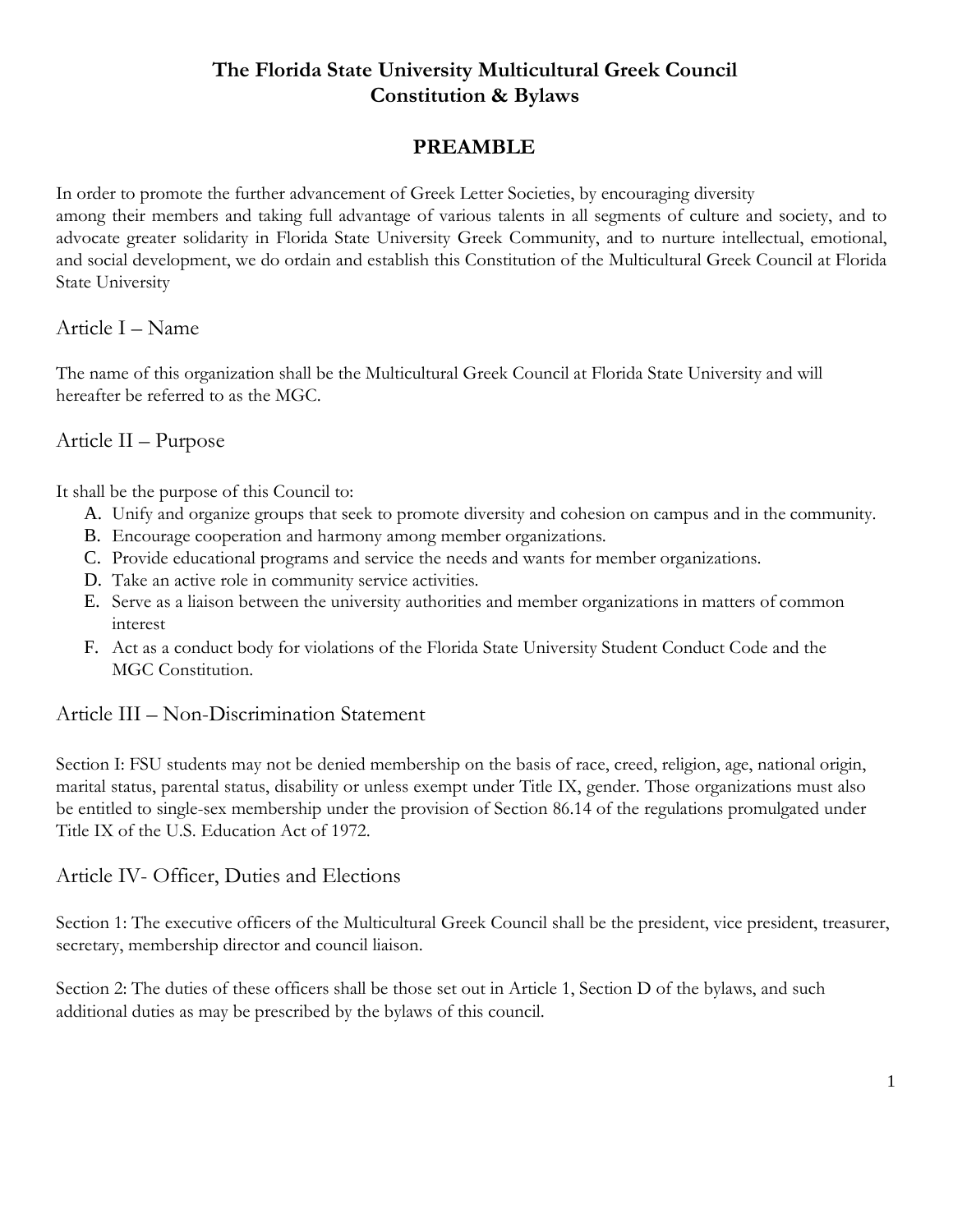# The Florida State University Multicultural Greek Council Constitution & Bylaws

## PREAMBLE

In order to promote the further advancement of Greek Letter Societies, by encouraging diversity among their members and taking full advantage of various talents in all segments of culture and society, and to advocate greater solidarity in Florida State University Greek Community, and to nurture intellectual, emotional, and social development, we do ordain and establish this Constitution of the Multicultural Greek Council at Florida State University

## Article I – Name

The name of this organization shall be the Multicultural Greek Council at Florida State University and will hereafter be referred to as the MGC.

## Article II – Purpose

It shall be the purpose of this Council to:

A. Unify and organize groups that seek to promote diversity and cohesion on campus and in the community.
B. Encourage cooperation and harmony among member organizations.
C. Provide educational programs and service the needs and wants for member organizations.
D. Take an active role in community service activities.
E. Serve as a liaison between the university authorities and member organizations in matters of common interest
F. Act as a conduct body for violations of the Florida State University Student Conduct Code and the MGC Constitution.

## Article III – Non-Discrimination Statement

Section I: FSU students may not be denied membership on the basis of race, creed, religion, age, national origin, marital status, parental status, disability or unless exempt under Title IX, gender. Those organizations must also be entitled to single-sex membership under the provision of Section 86.14 of the regulations promulgated under Title IX of the U.S. Education Act of 1972.

## Article IV- Officer, Duties and Elections

Section 1: The executive officers of the Multicultural Greek Council shall be the president, vice president, treasurer, secretary, membership director and council liaison.

Section 2: The duties of these officers shall be those set out in Article 1, Section D of the bylaws, and such additional duties as may be prescribed by the bylaws of this council.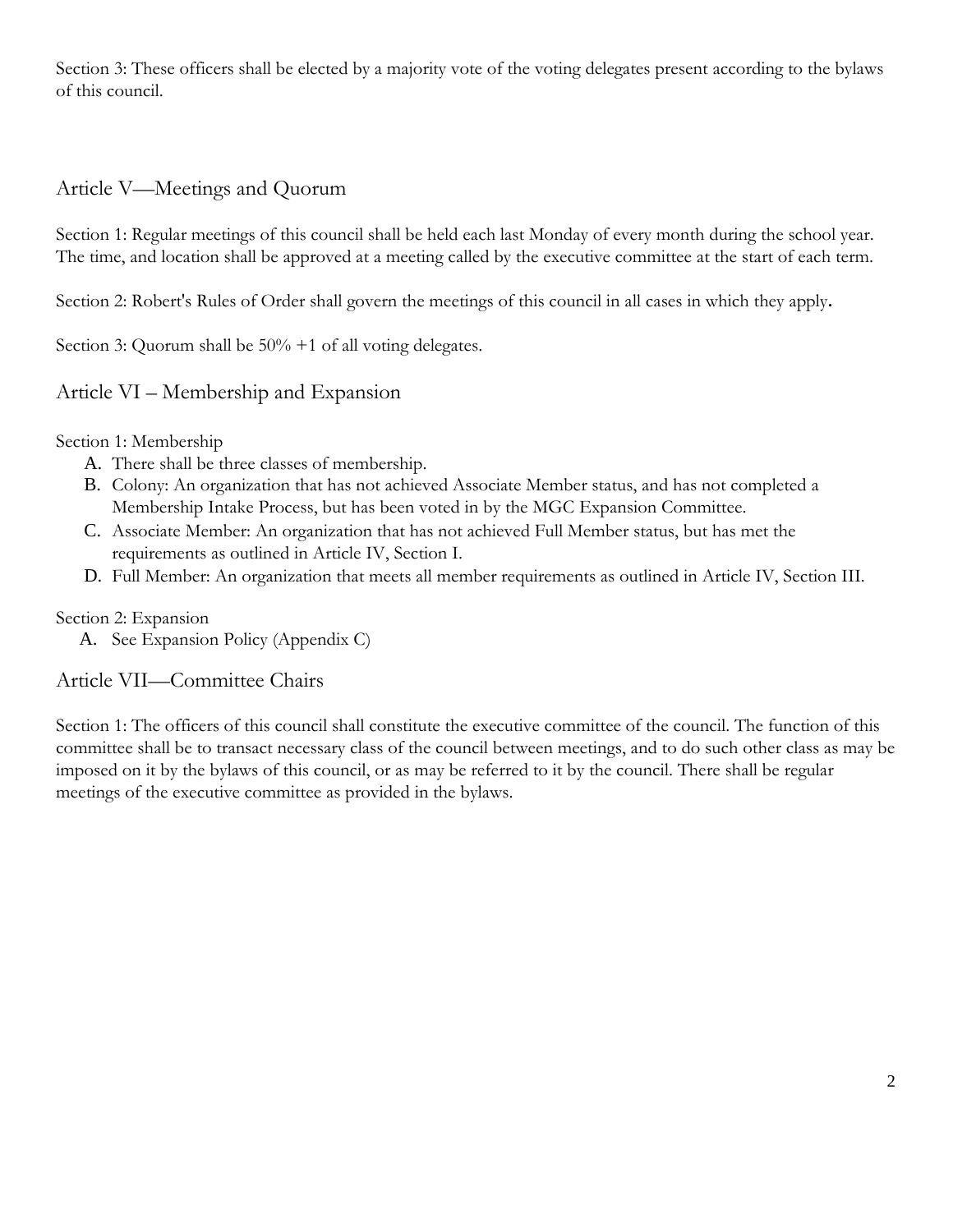Section 3: These officers shall be elected by a majority vote of the voting delegates present according to the bylaws of this council.

## Article V—Meetings and Quorum

Section 1: Regular meetings of this council shall be held each last Monday of every month during the school year. The time, and location shall be approved at a meeting called by the executive committee at the start of each term.

Section 2: Robert's Rules of Order shall govern the meetings of this council in all cases in which they apply**.**

Section 3: Quorum shall be 50% +1 of all voting delegates.

## Article VI – Membership and Expansion

Section 1: Membership

A. There shall be three classes of membership.
B. Colony: An organization that has not achieved Associate Member status, and has not completed a Membership Intake Process, but has been voted in by the MGC Expansion Committee.
C. Associate Member: An organization that has not achieved Full Member status, but has met the requirements as outlined in Article IV, Section I.
D. Full Member: An organization that meets all member requirements as outlined in Article IV, Section III.

Section 2: Expansion

A. See Expansion Policy (Appendix C)

## Article VII—Committee Chairs

Section 1: The officers of this council shall constitute the executive committee of the council. The function of this committee shall be to transact necessary class of the council between meetings, and to do such other class as may be imposed on it by the bylaws of this council, or as may be referred to it by the council. There shall be regular meetings of the executive committee as provided in the bylaws.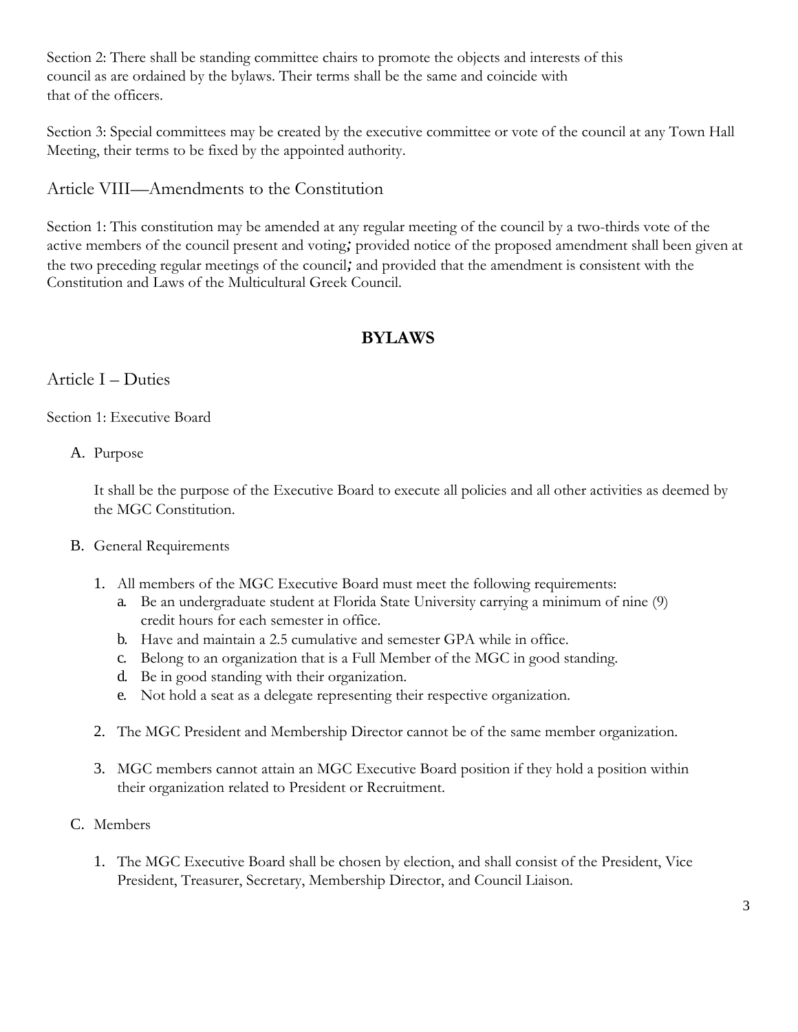Section 2: There shall be standing committee chairs to promote the objects and interests of this council as are ordained by the bylaws. Their terms shall be the same and coincide with that of the officers.

Section 3: Special committees may be created by the executive committee or vote of the council at any Town Hall Meeting, their terms to be fixed by the appointed authority.

## Article VIII—Amendments to the Constitution

Section 1: This constitution may be amended at any regular meeting of the council by a two-thirds vote of the active members of the council present and voting; provided notice of the proposed amendment shall been given at the two preceding regular meetings of the council; and provided that the amendment is consistent with the Constitution and Laws of the Multicultural Greek Council.

# BYLAWS

## Article I – Duties

Section 1: Executive Board

A. Purpose

   It shall be the purpose of the Executive Board to execute all policies and all other activities as deemed by the MGC Constitution.

B. General Requirements

   1. All members of the MGC Executive Board must meet the following requirements:
      a. Be an undergraduate student at Florida State University carrying a minimum of nine (9) credit hours for each semester in office.
      b. Have and maintain a 2.5 cumulative and semester GPA while in office.
      c. Belong to an organization that is a Full Member of the MGC in good standing.
      d. Be in good standing with their organization.
      e. Not hold a seat as a delegate representing their respective organization.

   2. The MGC President and Membership Director cannot be of the same member organization.

   3. MGC members cannot attain an MGC Executive Board position if they hold a position within their organization related to President or Recruitment.

C. Members

   1. The MGC Executive Board shall be chosen by election, and shall consist of the President, Vice President, Treasurer, Secretary, Membership Director, and Council Liaison.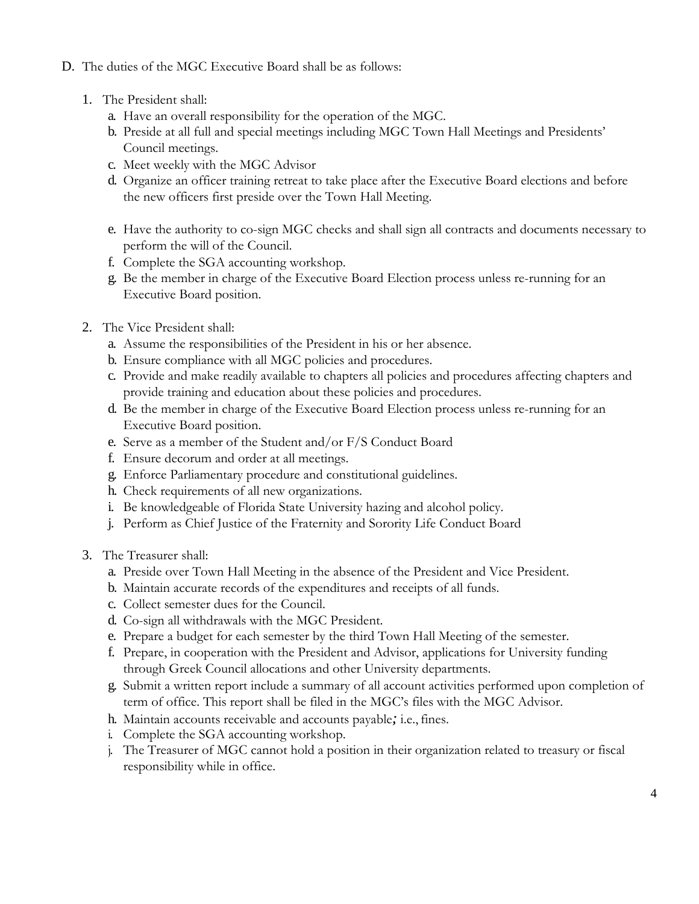D. The duties of the MGC Executive Board shall be as follows:

1. The President shall:
   a. Have an overall responsibility for the operation of the MGC.
   b. Preside at all full and special meetings including MGC Town Hall Meetings and Presidents' Council meetings.
   c. Meet weekly with the MGC Advisor
   d. Organize an officer training retreat to take place after the Executive Board elections and before the new officers first preside over the Town Hall Meeting.
   e. Have the authority to co-sign MGC checks and shall sign all contracts and documents necessary to perform the will of the Council.
   f. Complete the SGA accounting workshop.
   g. Be the member in charge of the Executive Board Election process unless re-running for an Executive Board position.

2. The Vice President shall:
   a. Assume the responsibilities of the President in his or her absence.
   b. Ensure compliance with all MGC policies and procedures.
   c. Provide and make readily available to chapters all policies and procedures affecting chapters and provide training and education about these policies and procedures.
   d. Be the member in charge of the Executive Board Election process unless re-running for an Executive Board position.
   e. Serve as a member of the Student and/or F/S Conduct Board
   f. Ensure decorum and order at all meetings.
   g. Enforce Parliamentary procedure and constitutional guidelines.
   h. Check requirements of all new organizations.
   i. Be knowledgeable of Florida State University hazing and alcohol policy.
   j. Perform as Chief Justice of the Fraternity and Sorority Life Conduct Board

3. The Treasurer shall:
   a. Preside over Town Hall Meeting in the absence of the President and Vice President.
   b. Maintain accurate records of the expenditures and receipts of all funds.
   c. Collect semester dues for the Council.
   d. Co-sign all withdrawals with the MGC President.
   e. Prepare a budget for each semester by the third Town Hall Meeting of the semester.
   f. Prepare, in cooperation with the President and Advisor, applications for University funding through Greek Council allocations and other University departments.
   g. Submit a written report include a summary of all account activities performed upon completion of term of office. This report shall be filed in the MGC's files with the MGC Advisor.
   h. Maintain accounts receivable and accounts payable; i.e., fines.
   i. Complete the SGA accounting workshop.
   j. The Treasurer of MGC cannot hold a position in their organization related to treasury or fiscal responsibility while in office.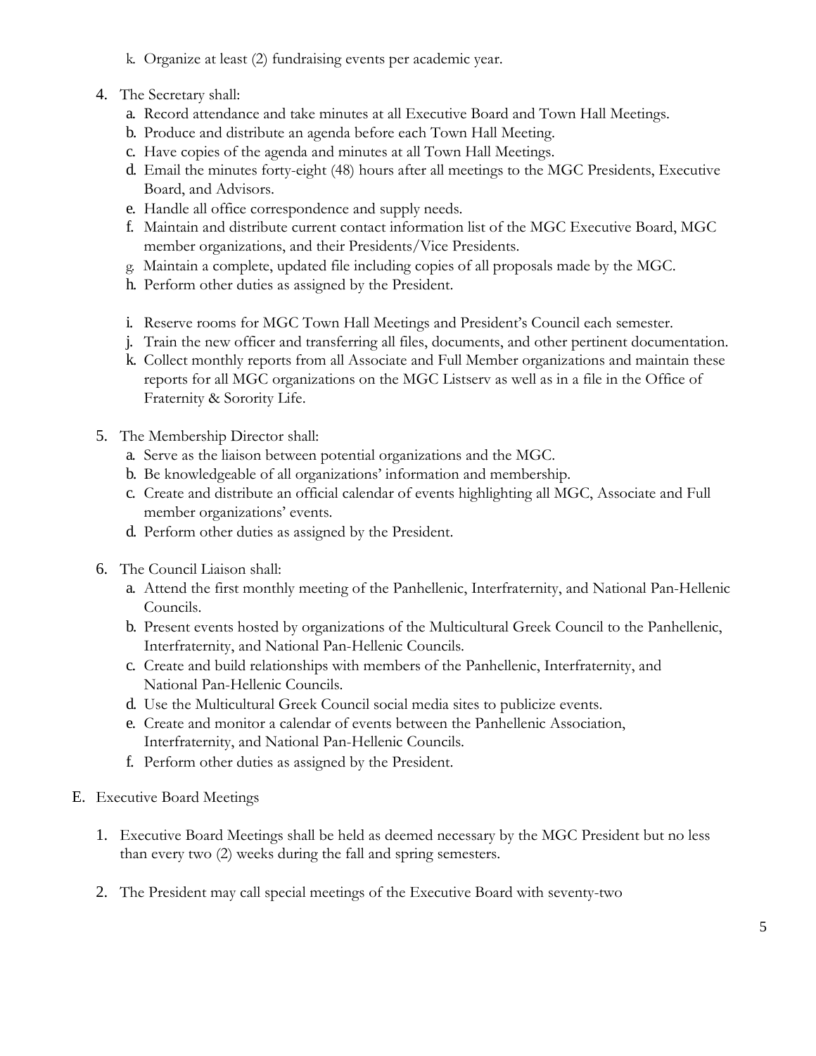k. Organize at least (2) fundraising events per academic year.

4. The Secretary shall:
   a. Record attendance and take minutes at all Executive Board and Town Hall Meetings.
   b. Produce and distribute an agenda before each Town Hall Meeting.
   c. Have copies of the agenda and minutes at all Town Hall Meetings.
   d. Email the minutes forty-eight (48) hours after all meetings to the MGC Presidents, Executive Board, and Advisors.
   e. Handle all office correspondence and supply needs.
   f. Maintain and distribute current contact information list of the MGC Executive Board, MGC member organizations, and their Presidents/Vice Presidents.
   g. Maintain a complete, updated file including copies of all proposals made by the MGC.
   h. Perform other duties as assigned by the President.
   i. Reserve rooms for MGC Town Hall Meetings and President's Council each semester.
   j. Train the new officer and transferring all files, documents, and other pertinent documentation.
   k. Collect monthly reports from all Associate and Full Member organizations and maintain these reports for all MGC organizations on the MGC Listserv as well as in a file in the Office of Fraternity & Sorority Life.

5. The Membership Director shall:
   a. Serve as the liaison between potential organizations and the MGC.
   b. Be knowledgeable of all organizations' information and membership.
   c. Create and distribute an official calendar of events highlighting all MGC, Associate and Full member organizations' events.
   d. Perform other duties as assigned by the President.

6. The Council Liaison shall:
   a. Attend the first monthly meeting of the Panhellenic, Interfraternity, and National Pan-Hellenic Councils.
   b. Present events hosted by organizations of the Multicultural Greek Council to the Panhellenic, Interfraternity, and National Pan-Hellenic Councils.
   c. Create and build relationships with members of the Panhellenic, Interfraternity, and National Pan-Hellenic Councils.
   d. Use the Multicultural Greek Council social media sites to publicize events.
   e. Create and monitor a calendar of events between the Panhellenic Association, Interfraternity, and National Pan-Hellenic Councils.
   f. Perform other duties as assigned by the President.

E. Executive Board Meetings

1. Executive Board Meetings shall be held as deemed necessary by the MGC President but no less than every two (2) weeks during the fall and spring semesters.

2. The President may call special meetings of the Executive Board with seventy-two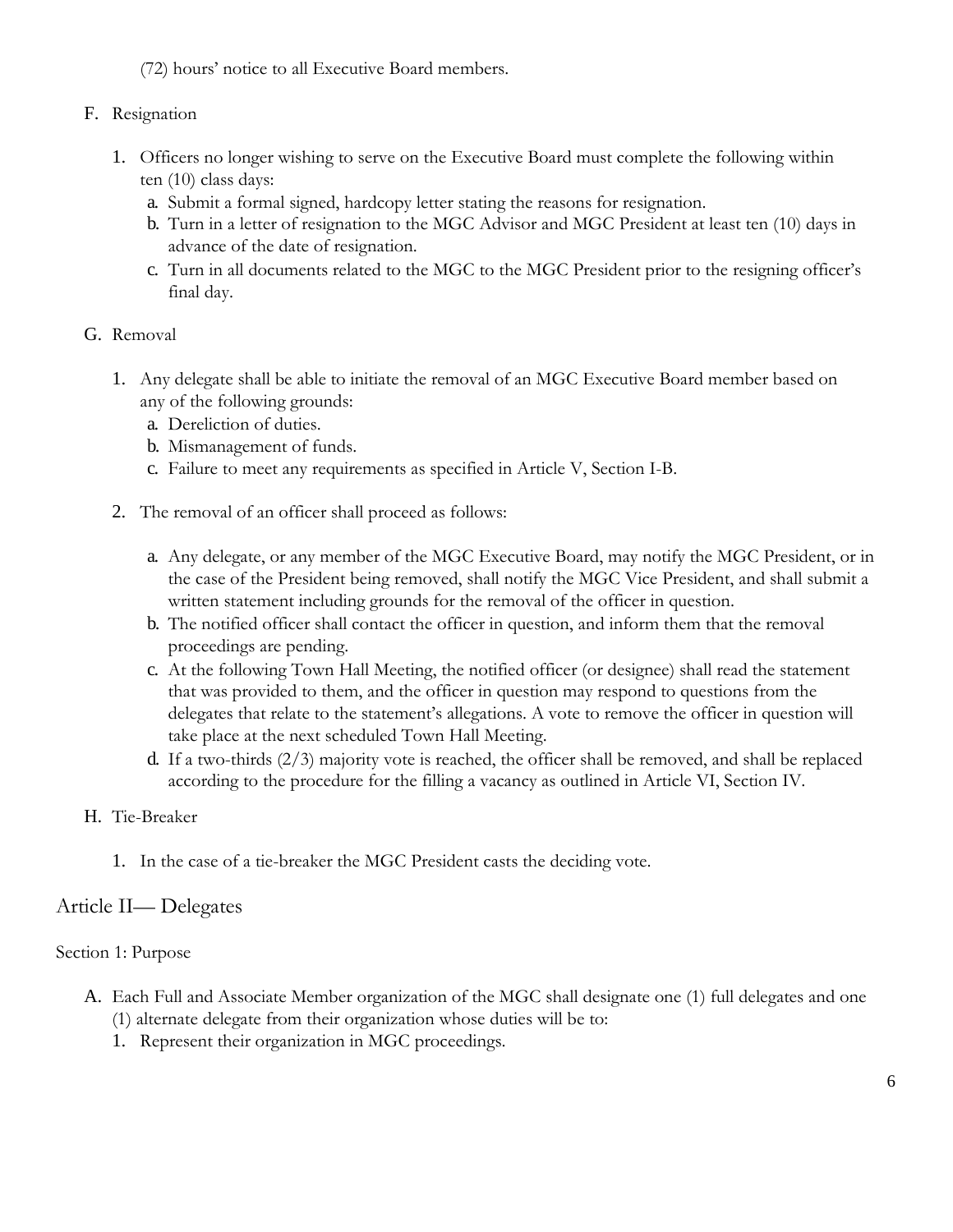(72) hours' notice to all Executive Board members.

F. Resignation

1. Officers no longer wishing to serve on the Executive Board must complete the following within ten (10) class days:
   a. Submit a formal signed, hardcopy letter stating the reasons for resignation.
   b. Turn in a letter of resignation to the MGC Advisor and MGC President at least ten (10) days in advance of the date of resignation.
   c. Turn in all documents related to the MGC to the MGC President prior to the resigning officer's final day.

G. Removal

1. Any delegate shall be able to initiate the removal of an MGC Executive Board member based on any of the following grounds:
   a. Dereliction of duties.
   b. Mismanagement of funds.
   c. Failure to meet any requirements as specified in Article V, Section I-B.

2. The removal of an officer shall proceed as follows:

   a. Any delegate, or any member of the MGC Executive Board, may notify the MGC President, or in the case of the President being removed, shall notify the MGC Vice President, and shall submit a written statement including grounds for the removal of the officer in question.
   b. The notified officer shall contact the officer in question, and inform them that the removal proceedings are pending.
   c. At the following Town Hall Meeting, the notified officer (or designee) shall read the statement that was provided to them, and the officer in question may respond to questions from the delegates that relate to the statement's allegations. A vote to remove the officer in question will take place at the next scheduled Town Hall Meeting.
   d. If a two-thirds (2/3) majority vote is reached, the officer shall be removed, and shall be replaced according to the procedure for the filling a vacancy as outlined in Article VI, Section IV.

H. Tie-Breaker

1. In the case of a tie-breaker the MGC President casts the deciding vote.

## Article II— Delegates

Section 1: Purpose

A. Each Full and Associate Member organization of the MGC shall designate one (1) full delegates and one (1) alternate delegate from their organization whose duties will be to:
   1. Represent their organization in MGC proceedings.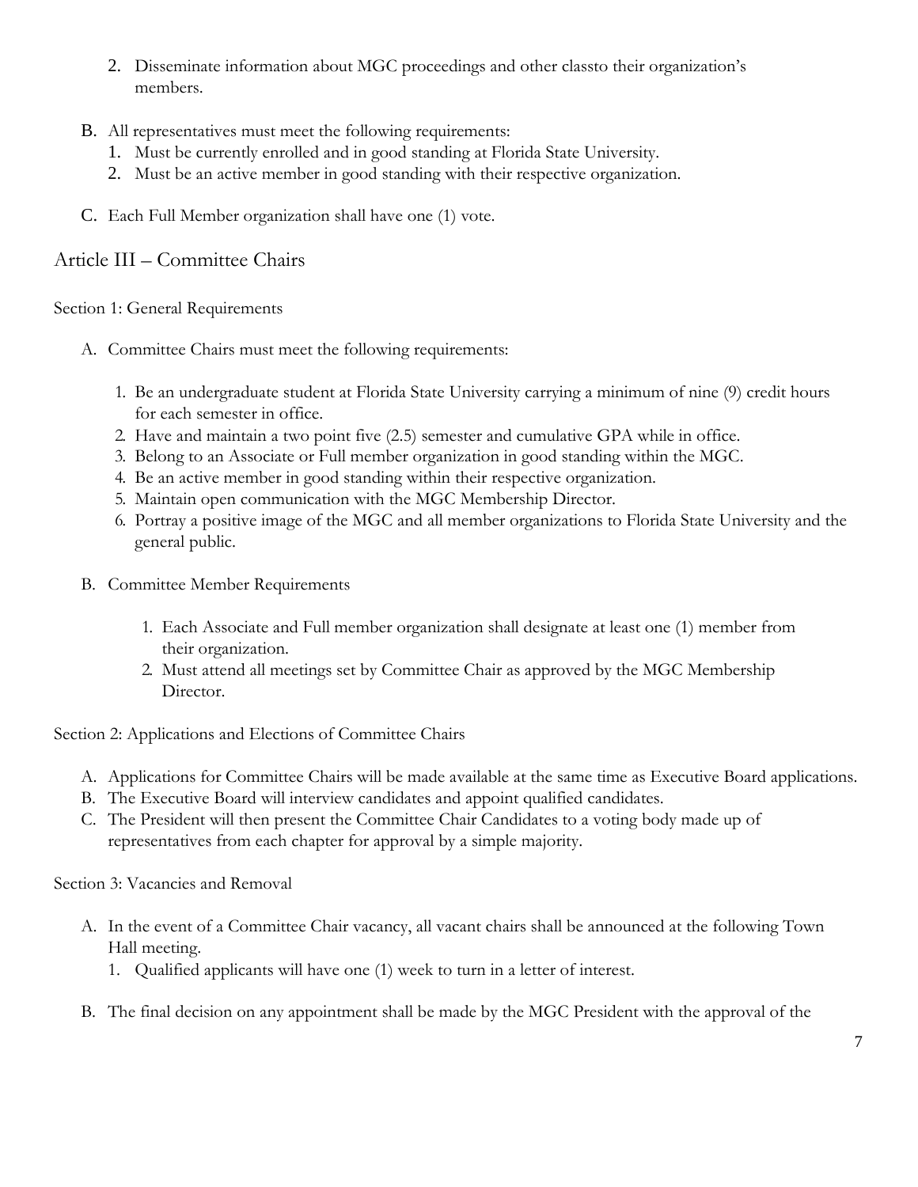2. Disseminate information about MGC proceedings and other classto their organization's members.

B. All representatives must meet the following requirements:
   1. Must be currently enrolled and in good standing at Florida State University.
   2. Must be an active member in good standing with their respective organization.

C. Each Full Member organization shall have one (1) vote.

## Article III – Committee Chairs

### Section 1: General Requirements

A. Committee Chairs must meet the following requirements:

   1. Be an undergraduate student at Florida State University carrying a minimum of nine (9) credit hours for each semester in office.
   2. Have and maintain a two point five (2.5) semester and cumulative GPA while in office.
   3. Belong to an Associate or Full member organization in good standing within the MGC.
   4. Be an active member in good standing within their respective organization.
   5. Maintain open communication with the MGC Membership Director.
   6. Portray a positive image of the MGC and all member organizations to Florida State University and the general public.

B. Committee Member Requirements

   1. Each Associate and Full member organization shall designate at least one (1) member from their organization.
   2. Must attend all meetings set by Committee Chair as approved by the MGC Membership Director.

### Section 2: Applications and Elections of Committee Chairs

A. Applications for Committee Chairs will be made available at the same time as Executive Board applications.
B. The Executive Board will interview candidates and appoint qualified candidates.
C. The President will then present the Committee Chair Candidates to a voting body made up of representatives from each chapter for approval by a simple majority.

### Section 3: Vacancies and Removal

A. In the event of a Committee Chair vacancy, all vacant chairs shall be announced at the following Town Hall meeting.
   1. Qualified applicants will have one (1) week to turn in a letter of interest.

B. The final decision on any appointment shall be made by the MGC President with the approval of the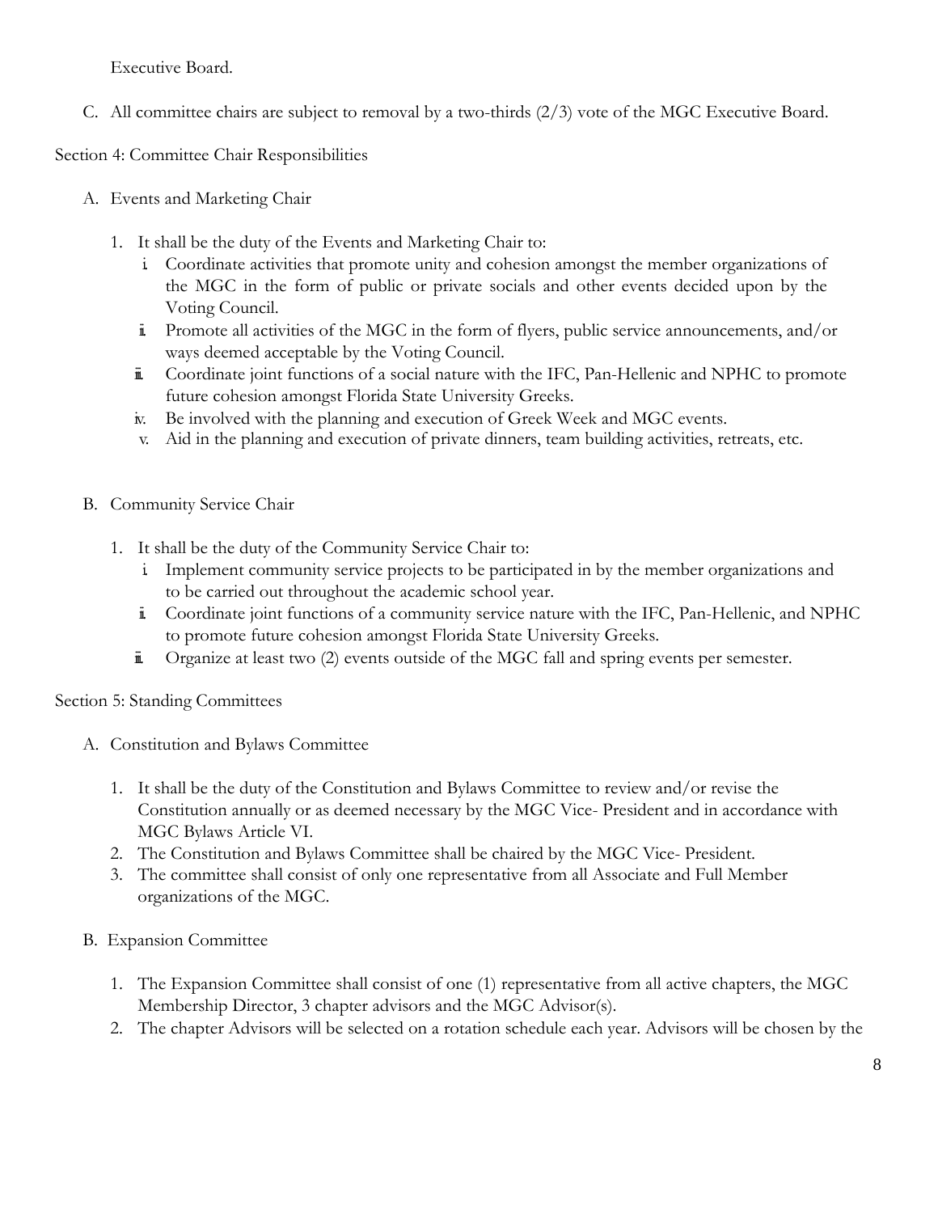Executive Board.

C. All committee chairs are subject to removal by a two-thirds (2/3) vote of the MGC Executive Board.

Section 4: Committee Chair Responsibilities

A. Events and Marketing Chair

1. It shall be the duty of the Events and Marketing Chair to:
   i. Coordinate activities that promote unity and cohesion amongst the member organizations of the MGC in the form of public or private socials and other events decided upon by the Voting Council.
   ii. Promote all activities of the MGC in the form of flyers, public service announcements, and/or ways deemed acceptable by the Voting Council.
   iii. Coordinate joint functions of a social nature with the IFC, Pan-Hellenic and NPHC to promote future cohesion amongst Florida State University Greeks.
   iv. Be involved with the planning and execution of Greek Week and MGC events.
   v. Aid in the planning and execution of private dinners, team building activities, retreats, etc.

B. Community Service Chair

1. It shall be the duty of the Community Service Chair to:
   i. Implement community service projects to be participated in by the member organizations and to be carried out throughout the academic school year.
   ii. Coordinate joint functions of a community service nature with the IFC, Pan-Hellenic, and NPHC to promote future cohesion amongst Florida State University Greeks.
   iii. Organize at least two (2) events outside of the MGC fall and spring events per semester.

Section 5: Standing Committees

A. Constitution and Bylaws Committee

1. It shall be the duty of the Constitution and Bylaws Committee to review and/or revise the Constitution annually or as deemed necessary by the MGC Vice- President and in accordance with MGC Bylaws Article VI.
2. The Constitution and Bylaws Committee shall be chaired by the MGC Vice- President.
3. The committee shall consist of only one representative from all Associate and Full Member organizations of the MGC.

B. Expansion Committee

1. The Expansion Committee shall consist of one (1) representative from all active chapters, the MGC Membership Director, 3 chapter advisors and the MGC Advisor(s).
2. The chapter Advisors will be selected on a rotation schedule each year. Advisors will be chosen by the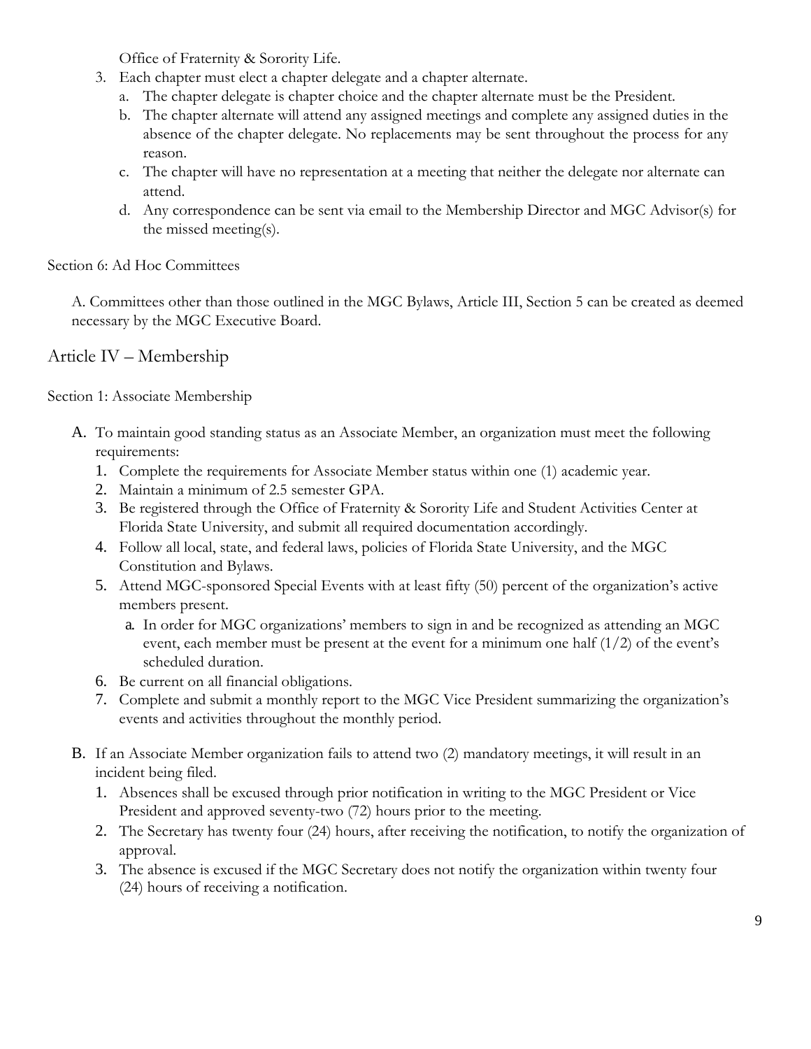Office of Fraternity & Sorority Life.

3. Each chapter must elect a chapter delegate and a chapter alternate.
   a. The chapter delegate is chapter choice and the chapter alternate must be the President.
   b. The chapter alternate will attend any assigned meetings and complete any assigned duties in the absence of the chapter delegate. No replacements may be sent throughout the process for any reason.
   c. The chapter will have no representation at a meeting that neither the delegate nor alternate can attend.
   d. Any correspondence can be sent via email to the Membership Director and MGC Advisor(s) for the missed meeting(s).

Section 6: Ad Hoc Committees

A. Committees other than those outlined in the MGC Bylaws, Article III, Section 5 can be created as deemed necessary by the MGC Executive Board.

## Article IV – Membership

Section 1: Associate Membership

A. To maintain good standing status as an Associate Member, an organization must meet the following requirements:
   1. Complete the requirements for Associate Member status within one (1) academic year.
   2. Maintain a minimum of 2.5 semester GPA.
   3. Be registered through the Office of Fraternity & Sorority Life and Student Activities Center at Florida State University, and submit all required documentation accordingly.
   4. Follow all local, state, and federal laws, policies of Florida State University, and the MGC Constitution and Bylaws.
   5. Attend MGC-sponsored Special Events with at least fifty (50) percent of the organization's active members present.
      a. In order for MGC organizations' members to sign in and be recognized as attending an MGC event, each member must be present at the event for a minimum one half (1/2) of the event's scheduled duration.
   6. Be current on all financial obligations.
   7. Complete and submit a monthly report to the MGC Vice President summarizing the organization's events and activities throughout the monthly period.

B. If an Associate Member organization fails to attend two (2) mandatory meetings, it will result in an incident being filed.
   1. Absences shall be excused through prior notification in writing to the MGC President or Vice President and approved seventy-two (72) hours prior to the meeting.
   2. The Secretary has twenty four (24) hours, after receiving the notification, to notify the organization of approval.
   3. The absence is excused if the MGC Secretary does not notify the organization within twenty four (24) hours of receiving a notification.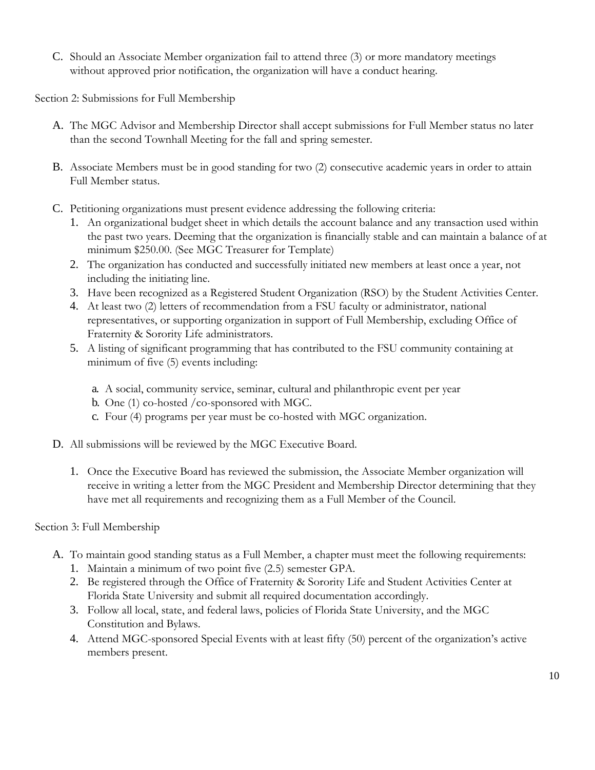C. Should an Associate Member organization fail to attend three (3) or more mandatory meetings without approved prior notification, the organization will have a conduct hearing.

Section 2: Submissions for Full Membership

A. The MGC Advisor and Membership Director shall accept submissions for Full Member status no later than the second Townhall Meeting for the fall and spring semester.

B. Associate Members must be in good standing for two (2) consecutive academic years in order to attain Full Member status.

C. Petitioning organizations must present evidence addressing the following criteria:
   1. An organizational budget sheet in which details the account balance and any transaction used within the past two years. Deeming that the organization is financially stable and can maintain a balance of at minimum $250.00. (See MGC Treasurer for Template)
   2. The organization has conducted and successfully initiated new members at least once a year, not including the initiating line.
   3. Have been recognized as a Registered Student Organization (RSO) by the Student Activities Center.
   4. At least two (2) letters of recommendation from a FSU faculty or administrator, national representatives, or supporting organization in support of Full Membership, excluding Office of Fraternity & Sorority Life administrators.
   5. A listing of significant programming that has contributed to the FSU community containing at minimum of five (5) events including:

      a. A social, community service, seminar, cultural and philanthropic event per year
      b. One (1) co-hosted /co-sponsored with MGC.
      c. Four (4) programs per year must be co-hosted with MGC organization.

D. All submissions will be reviewed by the MGC Executive Board.

   1. Once the Executive Board has reviewed the submission, the Associate Member organization will receive in writing a letter from the MGC President and Membership Director determining that they have met all requirements and recognizing them as a Full Member of the Council.

Section 3: Full Membership

A. To maintain good standing status as a Full Member, a chapter must meet the following requirements:
   1. Maintain a minimum of two point five (2.5) semester GPA.
   2. Be registered through the Office of Fraternity & Sorority Life and Student Activities Center at Florida State University and submit all required documentation accordingly.
   3. Follow all local, state, and federal laws, policies of Florida State University, and the MGC Constitution and Bylaws.
   4. Attend MGC-sponsored Special Events with at least fifty (50) percent of the organization's active members present.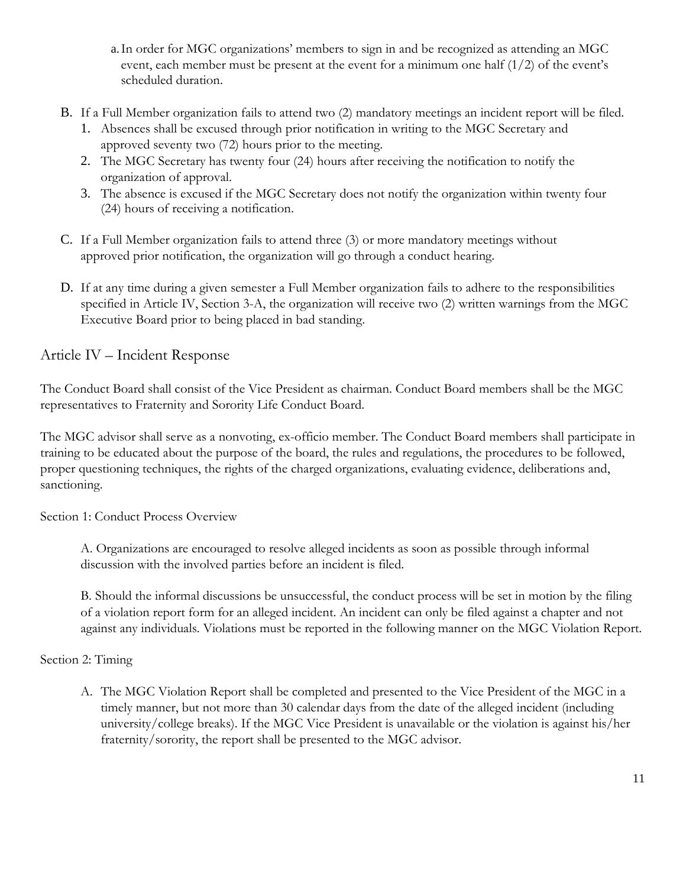a. In order for MGC organizations' members to sign in and be recognized as attending an MGC event, each member must be present at the event for a minimum one half (1/2) of the event's scheduled duration.

B. If a Full Member organization fails to attend two (2) mandatory meetings an incident report will be filed.
   1. Absences shall be excused through prior notification in writing to the MGC Secretary and approved seventy two (72) hours prior to the meeting.
   2. The MGC Secretary has twenty four (24) hours after receiving the notification to notify the organization of approval.
   3. The absence is excused if the MGC Secretary does not notify the organization within twenty four (24) hours of receiving a notification.

C. If a Full Member organization fails to attend three (3) or more mandatory meetings without approved prior notification, the organization will go through a conduct hearing.

D. If at any time during a given semester a Full Member organization fails to adhere to the responsibilities specified in Article IV, Section 3-A, the organization will receive two (2) written warnings from the MGC Executive Board prior to being placed in bad standing.

## Article IV – Incident Response

The Conduct Board shall consist of the Vice President as chairman. Conduct Board members shall be the MGC representatives to Fraternity and Sorority Life Conduct Board.

The MGC advisor shall serve as a nonvoting, ex-officio member. The Conduct Board members shall participate in training to be educated about the purpose of the board, the rules and regulations, the procedures to be followed, proper questioning techniques, the rights of the charged organizations, evaluating evidence, deliberations and, sanctioning.

Section 1: Conduct Process Overview

A. Organizations are encouraged to resolve alleged incidents as soon as possible through informal discussion with the involved parties before an incident is filed.

B. Should the informal discussions be unsuccessful, the conduct process will be set in motion by the filing of a violation report form for an alleged incident. An incident can only be filed against a chapter and not against any individuals. Violations must be reported in the following manner on the MGC Violation Report.

Section 2: Timing

A. The MGC Violation Report shall be completed and presented to the Vice President of the MGC in a timely manner, but not more than 30 calendar days from the date of the alleged incident (including university/college breaks). If the MGC Vice President is unavailable or the violation is against his/her fraternity/sorority, the report shall be presented to the MGC advisor.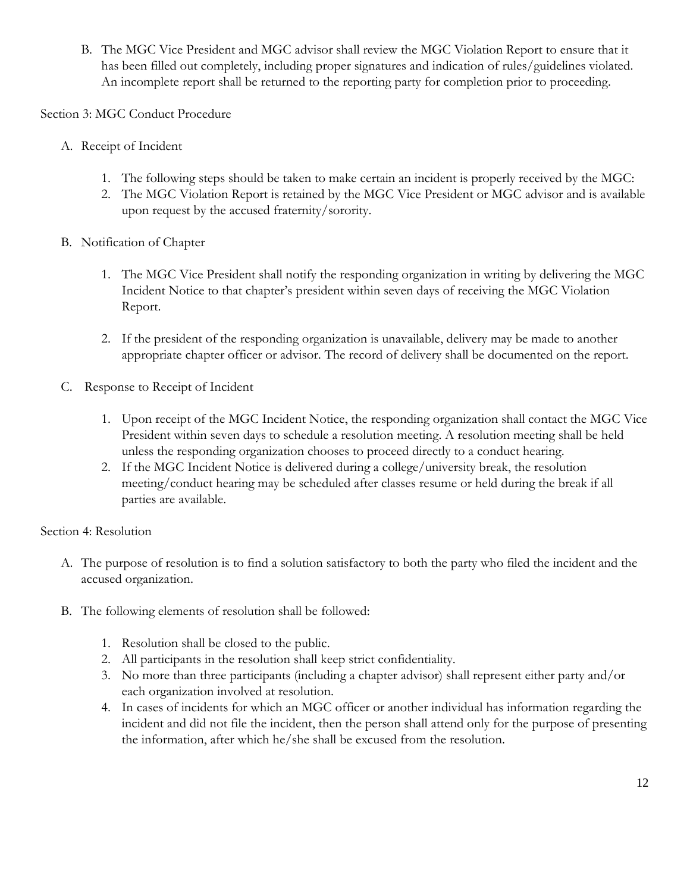B. The MGC Vice President and MGC advisor shall review the MGC Violation Report to ensure that it has been filled out completely, including proper signatures and indication of rules/guidelines violated. An incomplete report shall be returned to the reporting party for completion prior to proceeding.

Section 3: MGC Conduct Procedure

A. Receipt of Incident

1. The following steps should be taken to make certain an incident is properly received by the MGC:
2. The MGC Violation Report is retained by the MGC Vice President or MGC advisor and is available upon request by the accused fraternity/sorority.

B. Notification of Chapter

1. The MGC Vice President shall notify the responding organization in writing by delivering the MGC Incident Notice to that chapter's president within seven days of receiving the MGC Violation Report.

2. If the president of the responding organization is unavailable, delivery may be made to another appropriate chapter officer or advisor. The record of delivery shall be documented on the report.

C. Response to Receipt of Incident

1. Upon receipt of the MGC Incident Notice, the responding organization shall contact the MGC Vice President within seven days to schedule a resolution meeting. A resolution meeting shall be held unless the responding organization chooses to proceed directly to a conduct hearing.
2. If the MGC Incident Notice is delivered during a college/university break, the resolution meeting/conduct hearing may be scheduled after classes resume or held during the break if all parties are available.

Section 4: Resolution

A. The purpose of resolution is to find a solution satisfactory to both the party who filed the incident and the accused organization.

B. The following elements of resolution shall be followed:

1. Resolution shall be closed to the public.
2. All participants in the resolution shall keep strict confidentiality.
3. No more than three participants (including a chapter advisor) shall represent either party and/or each organization involved at resolution.
4. In cases of incidents for which an MGC officer or another individual has information regarding the incident and did not file the incident, then the person shall attend only for the purpose of presenting the information, after which he/she shall be excused from the resolution.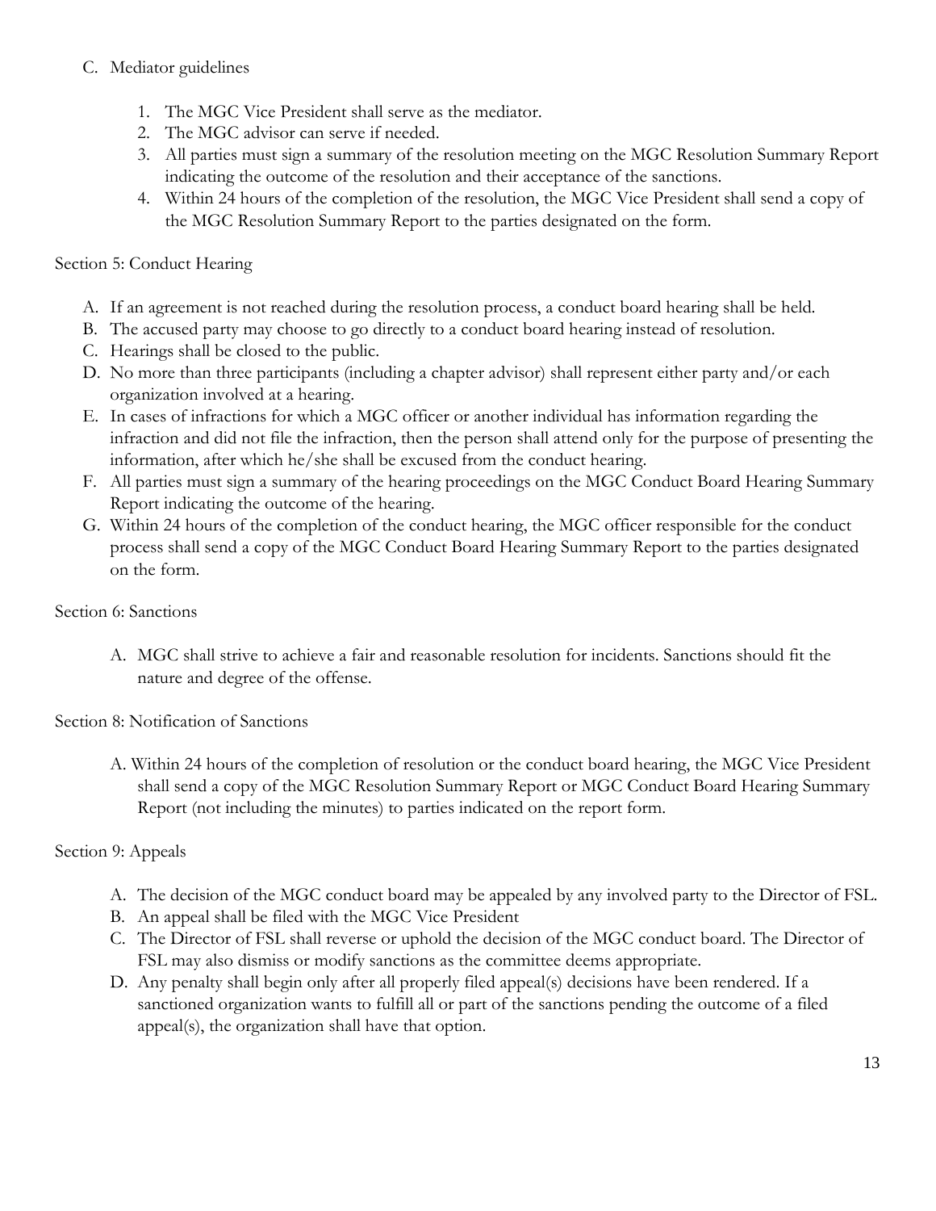C. Mediator guidelines

1. The MGC Vice President shall serve as the mediator.
2. The MGC advisor can serve if needed.
3. All parties must sign a summary of the resolution meeting on the MGC Resolution Summary Report indicating the outcome of the resolution and their acceptance of the sanctions.
4. Within 24 hours of the completion of the resolution, the MGC Vice President shall send a copy of the MGC Resolution Summary Report to the parties designated on the form.

Section 5: Conduct Hearing

A. If an agreement is not reached during the resolution process, a conduct board hearing shall be held.
B. The accused party may choose to go directly to a conduct board hearing instead of resolution.
C. Hearings shall be closed to the public.
D. No more than three participants (including a chapter advisor) shall represent either party and/or each organization involved at a hearing.
E. In cases of infractions for which a MGC officer or another individual has information regarding the infraction and did not file the infraction, then the person shall attend only for the purpose of presenting the information, after which he/she shall be excused from the conduct hearing.
F. All parties must sign a summary of the hearing proceedings on the MGC Conduct Board Hearing Summary Report indicating the outcome of the hearing.
G. Within 24 hours of the completion of the conduct hearing, the MGC officer responsible for the conduct process shall send a copy of the MGC Conduct Board Hearing Summary Report to the parties designated on the form.

Section 6: Sanctions

A. MGC shall strive to achieve a fair and reasonable resolution for incidents. Sanctions should fit the nature and degree of the offense.

Section 8: Notification of Sanctions

A. Within 24 hours of the completion of resolution or the conduct board hearing, the MGC Vice President shall send a copy of the MGC Resolution Summary Report or MGC Conduct Board Hearing Summary Report (not including the minutes) to parties indicated on the report form.

Section 9: Appeals

A. The decision of the MGC conduct board may be appealed by any involved party to the Director of FSL.
B. An appeal shall be filed with the MGC Vice President
C. The Director of FSL shall reverse or uphold the decision of the MGC conduct board. The Director of FSL may also dismiss or modify sanctions as the committee deems appropriate.
D. Any penalty shall begin only after all properly filed appeal(s) decisions have been rendered. If a sanctioned organization wants to fulfill all or part of the sanctions pending the outcome of a filed appeal(s), the organization shall have that option.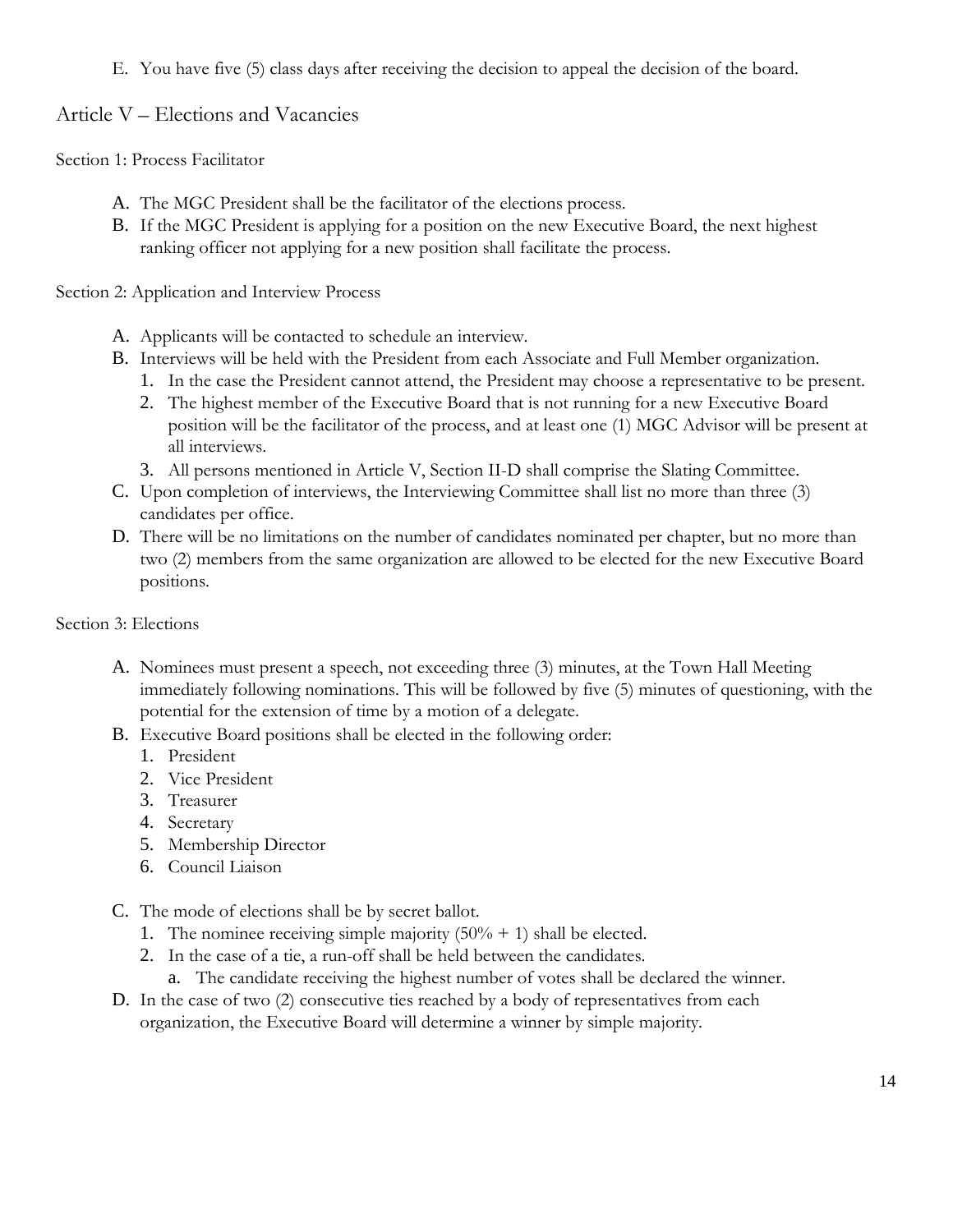E. You have five (5) class days after receiving the decision to appeal the decision of the board.

## Article V – Elections and Vacancies

### Section 1: Process Facilitator

A. The MGC President shall be the facilitator of the elections process.
B. If the MGC President is applying for a position on the new Executive Board, the next highest ranking officer not applying for a new position shall facilitate the process.

### Section 2: Application and Interview Process

A. Applicants will be contacted to schedule an interview.
B. Interviews will be held with the President from each Associate and Full Member organization.
   1. In the case the President cannot attend, the President may choose a representative to be present.
   2. The highest member of the Executive Board that is not running for a new Executive Board position will be the facilitator of the process, and at least one (1) MGC Advisor will be present at all interviews.
   3. All persons mentioned in Article V, Section II-D shall comprise the Slating Committee.
C. Upon completion of interviews, the Interviewing Committee shall list no more than three (3) candidates per office.
D. There will be no limitations on the number of candidates nominated per chapter, but no more than two (2) members from the same organization are allowed to be elected for the new Executive Board positions.

### Section 3: Elections

A. Nominees must present a speech, not exceeding three (3) minutes, at the Town Hall Meeting immediately following nominations. This will be followed by five (5) minutes of questioning, with the potential for the extension of time by a motion of a delegate.
B. Executive Board positions shall be elected in the following order:
   1. President
   2. Vice President
   3. Treasurer
   4. Secretary
   5. Membership Director
   6. Council Liaison

C. The mode of elections shall be by secret ballot.
   1. The nominee receiving simple majority (50% + 1) shall be elected.
   2. In the case of a tie, a run-off shall be held between the candidates.
      a. The candidate receiving the highest number of votes shall be declared the winner.
D. In the case of two (2) consecutive ties reached by a body of representatives from each organization, the Executive Board will determine a winner by simple majority.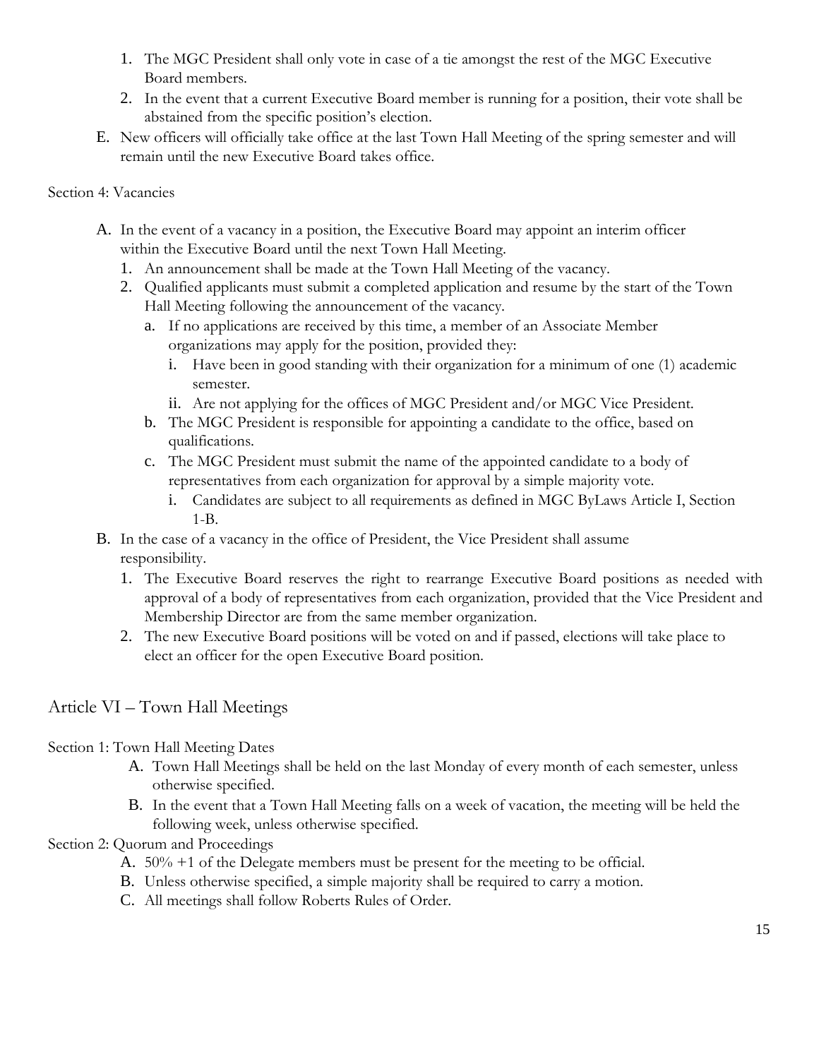1. The MGC President shall only vote in case of a tie amongst the rest of the MGC Executive Board members.
2. In the event that a current Executive Board member is running for a position, their vote shall be abstained from the specific position's election.

E. New officers will officially take office at the last Town Hall Meeting of the spring semester and will remain until the new Executive Board takes office.

Section 4: Vacancies

A. In the event of a vacancy in a position, the Executive Board may appoint an interim officer within the Executive Board until the next Town Hall Meeting.
   1. An announcement shall be made at the Town Hall Meeting of the vacancy.
   2. Qualified applicants must submit a completed application and resume by the start of the Town Hall Meeting following the announcement of the vacancy.
      a. If no applications are received by this time, a member of an Associate Member organizations may apply for the position, provided they:
         i. Have been in good standing with their organization for a minimum of one (1) academic semester.
         ii. Are not applying for the offices of MGC President and/or MGC Vice President.
      b. The MGC President is responsible for appointing a candidate to the office, based on qualifications.
      c. The MGC President must submit the name of the appointed candidate to a body of representatives from each organization for approval by a simple majority vote.
         i. Candidates are subject to all requirements as defined in MGC ByLaws Article I, Section 1-B.

B. In the case of a vacancy in the office of President, the Vice President shall assume responsibility.
   1. The Executive Board reserves the right to rearrange Executive Board positions as needed with approval of a body of representatives from each organization, provided that the Vice President and Membership Director are from the same member organization.
   2. The new Executive Board positions will be voted on and if passed, elections will take place to elect an officer for the open Executive Board position.

## Article VI – Town Hall Meetings

Section 1: Town Hall Meeting Dates

A. Town Hall Meetings shall be held on the last Monday of every month of each semester, unless otherwise specified.

B. In the event that a Town Hall Meeting falls on a week of vacation, the meeting will be held the following week, unless otherwise specified.

Section 2: Quorum and Proceedings

A. 50% +1 of the Delegate members must be present for the meeting to be official.

B. Unless otherwise specified, a simple majority shall be required to carry a motion.

C. All meetings shall follow Roberts Rules of Order.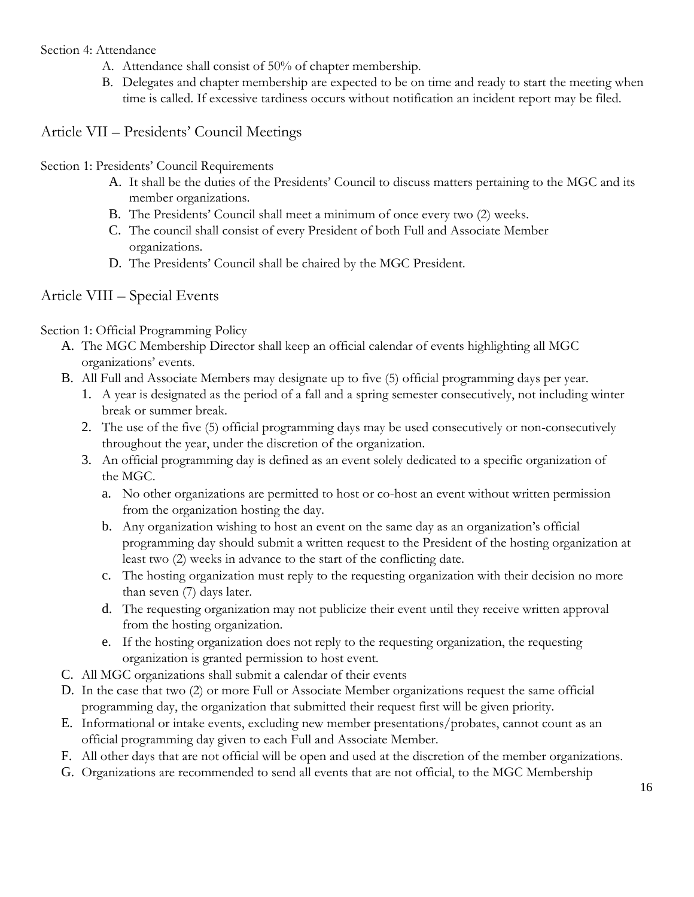Section 4: Attendance

A. Attendance shall consist of 50% of chapter membership.
B. Delegates and chapter membership are expected to be on time and ready to start the meeting when time is called. If excessive tardiness occurs without notification an incident report may be filed.

## Article VII – Presidents' Council Meetings

Section 1: Presidents' Council Requirements

A. It shall be the duties of the Presidents' Council to discuss matters pertaining to the MGC and its member organizations.
B. The Presidents' Council shall meet a minimum of once every two (2) weeks.
C. The council shall consist of every President of both Full and Associate Member organizations.
D. The Presidents' Council shall be chaired by the MGC President.

## Article VIII – Special Events

Section 1: Official Programming Policy

A. The MGC Membership Director shall keep an official calendar of events highlighting all MGC organizations' events.
B. All Full and Associate Members may designate up to five (5) official programming days per year.
   1. A year is designated as the period of a fall and a spring semester consecutively, not including winter break or summer break.
   2. The use of the five (5) official programming days may be used consecutively or non-consecutively throughout the year, under the discretion of the organization.
   3. An official programming day is defined as an event solely dedicated to a specific organization of the MGC.
      a. No other organizations are permitted to host or co-host an event without written permission from the organization hosting the day.
      b. Any organization wishing to host an event on the same day as an organization's official programming day should submit a written request to the President of the hosting organization at least two (2) weeks in advance to the start of the conflicting date.
      c. The hosting organization must reply to the requesting organization with their decision no more than seven (7) days later.
      d. The requesting organization may not publicize their event until they receive written approval from the hosting organization.
      e. If the hosting organization does not reply to the requesting organization, the requesting organization is granted permission to host event.
C. All MGC organizations shall submit a calendar of their events
D. In the case that two (2) or more Full or Associate Member organizations request the same official programming day, the organization that submitted their request first will be given priority.
E. Informational or intake events, excluding new member presentations/probates, cannot count as an official programming day given to each Full and Associate Member.
F. All other days that are not official will be open and used at the discretion of the member organizations.
G. Organizations are recommended to send all events that are not official, to the MGC Membership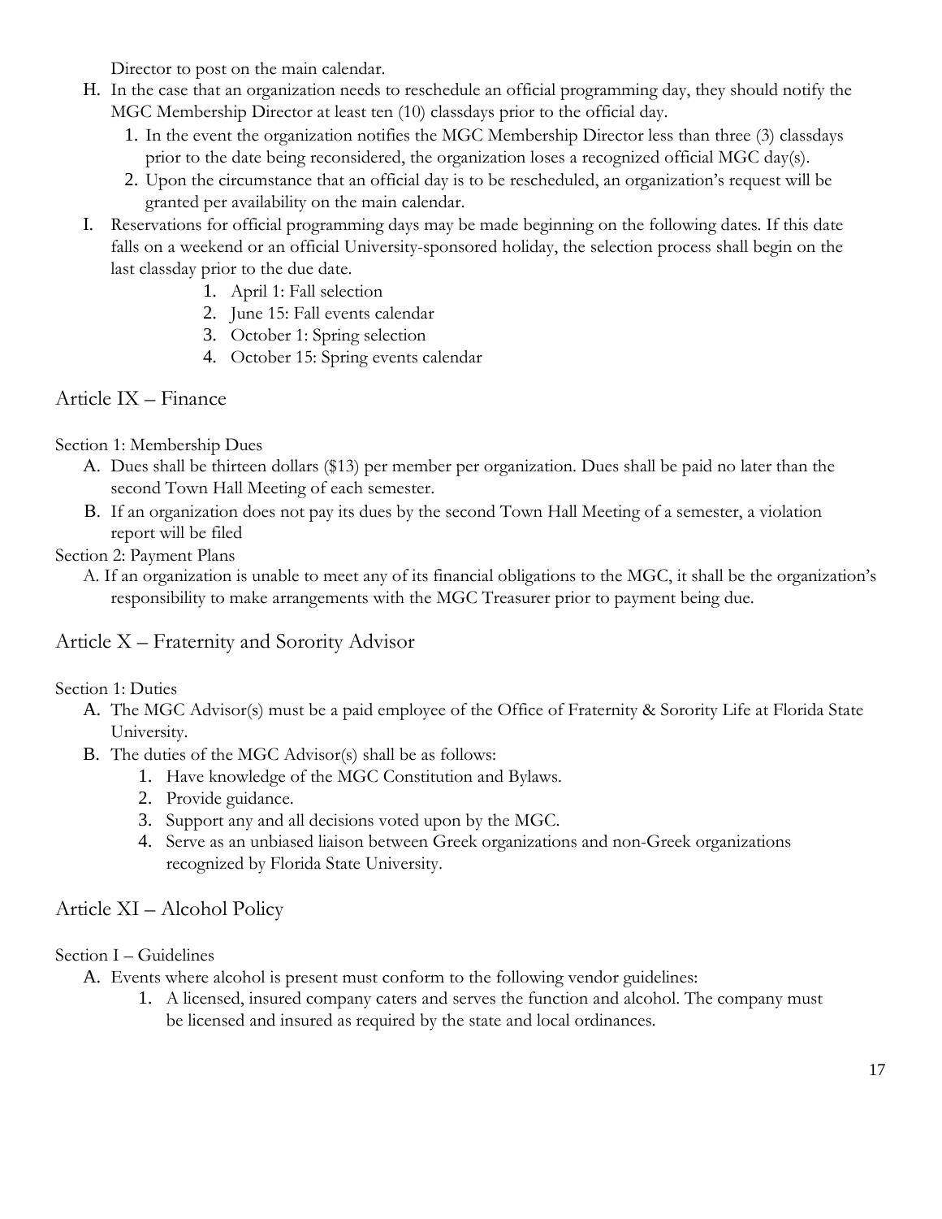Director to post on the main calendar.

H. In the case that an organization needs to reschedule an official programming day, they should notify the MGC Membership Director at least ten (10) classdays prior to the official day.
   1. In the event the organization notifies the MGC Membership Director less than three (3) classdays prior to the date being reconsidered, the organization loses a recognized official MGC day(s).
   2. Upon the circumstance that an official day is to be rescheduled, an organization's request will be granted per availability on the main calendar.

I. Reservations for official programming days may be made beginning on the following dates. If this date falls on a weekend or an official University-sponsored holiday, the selection process shall begin on the last classday prior to the due date.
   1. April 1: Fall selection
   2. June 15: Fall events calendar
   3. October 1: Spring selection
   4. October 15: Spring events calendar

## Article IX – Finance

Section 1: Membership Dues

A. Dues shall be thirteen dollars ($13) per member per organization. Dues shall be paid no later than the second Town Hall Meeting of each semester.

B. If an organization does not pay its dues by the second Town Hall Meeting of a semester, a violation report will be filed

Section 2: Payment Plans

A. If an organization is unable to meet any of its financial obligations to the MGC, it shall be the organization's responsibility to make arrangements with the MGC Treasurer prior to payment being due.

## Article X – Fraternity and Sorority Advisor

Section 1: Duties

A. The MGC Advisor(s) must be a paid employee of the Office of Fraternity & Sorority Life at Florida State University.

B. The duties of the MGC Advisor(s) shall be as follows:
   1. Have knowledge of the MGC Constitution and Bylaws.
   2. Provide guidance.
   3. Support any and all decisions voted upon by the MGC.
   4. Serve as an unbiased liaison between Greek organizations and non-Greek organizations recognized by Florida State University.

## Article XI – Alcohol Policy

Section I – Guidelines

A. Events where alcohol is present must conform to the following vendor guidelines:
   1. A licensed, insured company caters and serves the function and alcohol. The company must be licensed and insured as required by the state and local ordinances.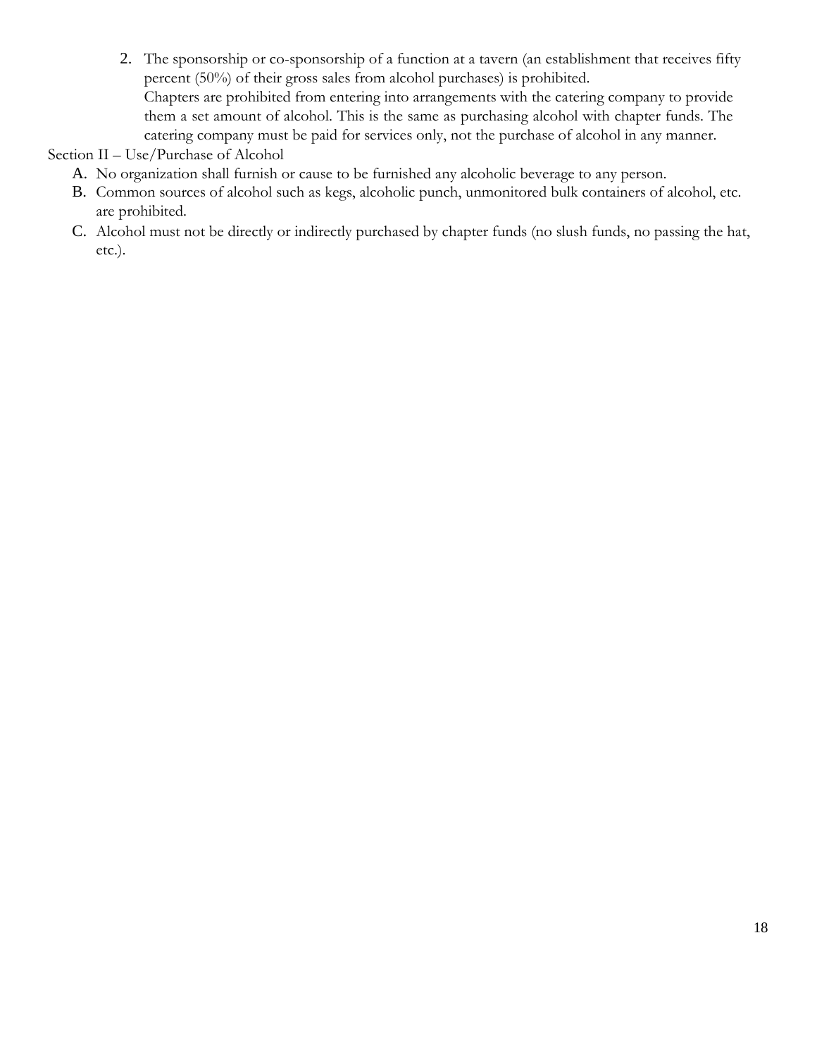2. The sponsorship or co-sponsorship of a function at a tavern (an establishment that receives fifty percent (50%) of their gross sales from alcohol purchases) is prohibited.
   Chapters are prohibited from entering into arrangements with the catering company to provide them a set amount of alcohol. This is the same as purchasing alcohol with chapter funds. The catering company must be paid for services only, not the purchase of alcohol in any manner.

Section II – Use/Purchase of Alcohol

A. No organization shall furnish or cause to be furnished any alcoholic beverage to any person.
B. Common sources of alcohol such as kegs, alcoholic punch, unmonitored bulk containers of alcohol, etc. are prohibited.
C. Alcohol must not be directly or indirectly purchased by chapter funds (no slush funds, no passing the hat, etc.).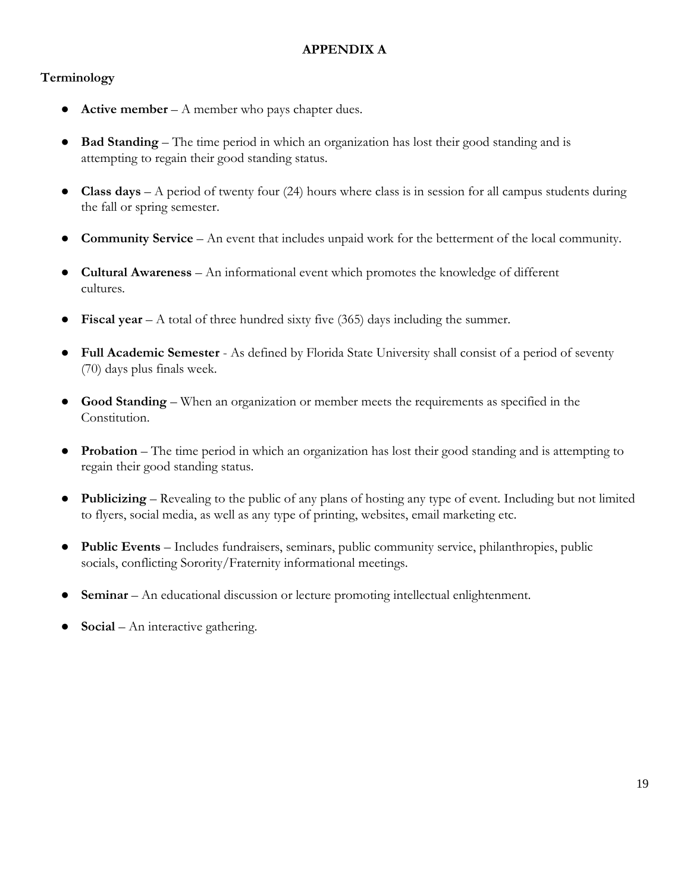## APPENDIX A

### Terminology

- **Active member** – A member who pays chapter dues.
- **Bad Standing** – The time period in which an organization has lost their good standing and is attempting to regain their good standing status.
- **Class days** – A period of twenty four (24) hours where class is in session for all campus students during the fall or spring semester.
- **Community Service** – An event that includes unpaid work for the betterment of the local community.
- **Cultural Awareness** – An informational event which promotes the knowledge of different cultures.
- **Fiscal year** – A total of three hundred sixty five (365) days including the summer.
- **Full Academic Semester** - As defined by Florida State University shall consist of a period of seventy (70) days plus finals week.
- **Good Standing** – When an organization or member meets the requirements as specified in the Constitution.
- **Probation** – The time period in which an organization has lost their good standing and is attempting to regain their good standing status.
- **Publicizing** – Revealing to the public of any plans of hosting any type of event. Including but not limited to flyers, social media, as well as any type of printing, websites, email marketing etc.
- **Public Events** – Includes fundraisers, seminars, public community service, philanthropies, public socials, conflicting Sorority/Fraternity informational meetings.
- **Seminar** – An educational discussion or lecture promoting intellectual enlightenment.
- **Social** – An interactive gathering.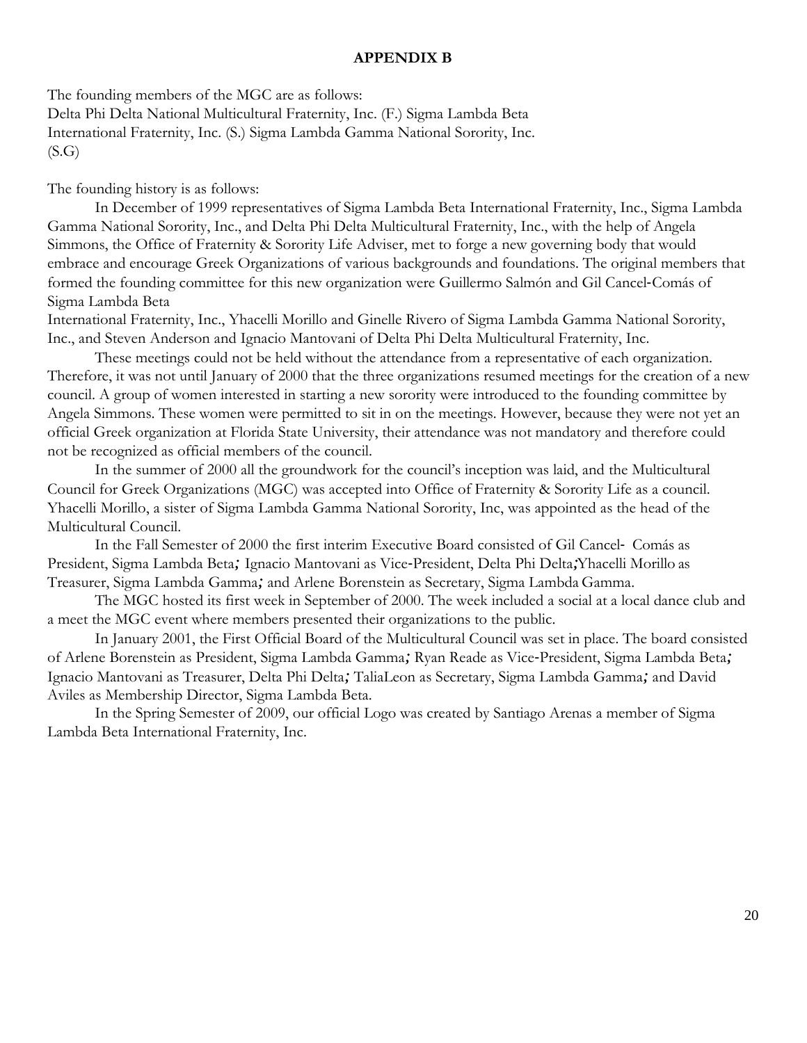**APPENDIX B**

The founding members of the MGC are as follows:
Delta Phi Delta National Multicultural Fraternity, Inc. (F.) Sigma Lambda Beta International Fraternity, Inc. (S.) Sigma Lambda Gamma National Sorority, Inc. (S.G)

The founding history is as follows:

In December of 1999 representatives of Sigma Lambda Beta International Fraternity, Inc., Sigma Lambda Gamma National Sorority, Inc., and Delta Phi Delta Multicultural Fraternity, Inc., with the help of Angela Simmons, the Office of Fraternity & Sorority Life Adviser, met to forge a new governing body that would embrace and encourage Greek Organizations of various backgrounds and foundations. The original members that formed the founding committee for this new organization were Guillermo Salmón and Gil Cancel-Comás of Sigma Lambda Beta International Fraternity, Inc., Yhacelli Morillo and Ginelle Rivero of Sigma Lambda Gamma National Sorority, Inc., and Steven Anderson and Ignacio Mantovani of Delta Phi Delta Multicultural Fraternity, Inc.

These meetings could not be held without the attendance from a representative of each organization. Therefore, it was not until January of 2000 that the three organizations resumed meetings for the creation of a new council. A group of women interested in starting a new sorority were introduced to the founding committee by Angela Simmons. These women were permitted to sit in on the meetings. However, because they were not yet an official Greek organization at Florida State University, their attendance was not mandatory and therefore could not be recognized as official members of the council.

In the summer of 2000 all the groundwork for the council's inception was laid, and the Multicultural Council for Greek Organizations (MGC) was accepted into Office of Fraternity & Sorority Life as a council. Yhacelli Morillo, a sister of Sigma Lambda Gamma National Sorority, Inc, was appointed as the head of the Multicultural Council.

In the Fall Semester of 2000 the first interim Executive Board consisted of Gil Cancel- Comás as President, Sigma Lambda Beta; Ignacio Mantovani as Vice-President, Delta Phi Delta;Yhacelli Morillo as Treasurer, Sigma Lambda Gamma; and Arlene Borenstein as Secretary, Sigma Lambda Gamma.

The MGC hosted its first week in September of 2000. The week included a social at a local dance club and a meet the MGC event where members presented their organizations to the public.

In January 2001, the First Official Board of the Multicultural Council was set in place. The board consisted of Arlene Borenstein as President, Sigma Lambda Gamma; Ryan Reade as Vice-President, Sigma Lambda Beta; Ignacio Mantovani as Treasurer, Delta Phi Delta; TaliaLeon as Secretary, Sigma Lambda Gamma; and David Aviles as Membership Director, Sigma Lambda Beta.

In the Spring Semester of 2009, our official Logo was created by Santiago Arenas a member of Sigma Lambda Beta International Fraternity, Inc.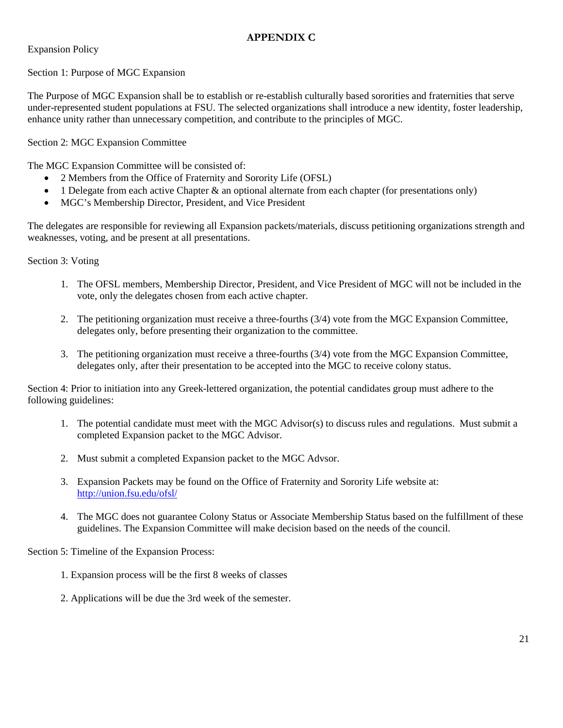# APPENDIX C

Expansion Policy

Section 1: Purpose of MGC Expansion

The Purpose of MGC Expansion shall be to establish or re-establish culturally based sororities and fraternities that serve under-represented student populations at FSU. The selected organizations shall introduce a new identity, foster leadership, enhance unity rather than unnecessary competition, and contribute to the principles of MGC.

Section 2: MGC Expansion Committee

The MGC Expansion Committee will be consisted of:

- 2 Members from the Office of Fraternity and Sorority Life (OFSL)
- 1 Delegate from each active Chapter & an optional alternate from each chapter (for presentations only)
- MGC's Membership Director, President, and Vice President

The delegates are responsible for reviewing all Expansion packets/materials, discuss petitioning organizations strength and weaknesses, voting, and be present at all presentations.

Section 3: Voting

1. The OFSL members, Membership Director, President, and Vice President of MGC will not be included in the vote, only the delegates chosen from each active chapter.
2. The petitioning organization must receive a three-fourths (3/4) vote from the MGC Expansion Committee, delegates only, before presenting their organization to the committee.
3. The petitioning organization must receive a three-fourths (3/4) vote from the MGC Expansion Committee, delegates only, after their presentation to be accepted into the MGC to receive colony status.

Section 4: Prior to initiation into any Greek-lettered organization, the potential candidates group must adhere to the following guidelines:

1. The potential candidate must meet with the MGC Advisor(s) to discuss rules and regulations. Must submit a completed Expansion packet to the MGC Advisor.
2. Must submit a completed Expansion packet to the MGC Advsor.
3. Expansion Packets may be found on the Office of Fraternity and Sorority Life website at: http://union.fsu.edu/ofsl/
4. The MGC does not guarantee Colony Status or Associate Membership Status based on the fulfillment of these guidelines. The Expansion Committee will make decision based on the needs of the council.

Section 5: Timeline of the Expansion Process:

1. Expansion process will be the first 8 weeks of classes
2. Applications will be due the 3rd week of the semester.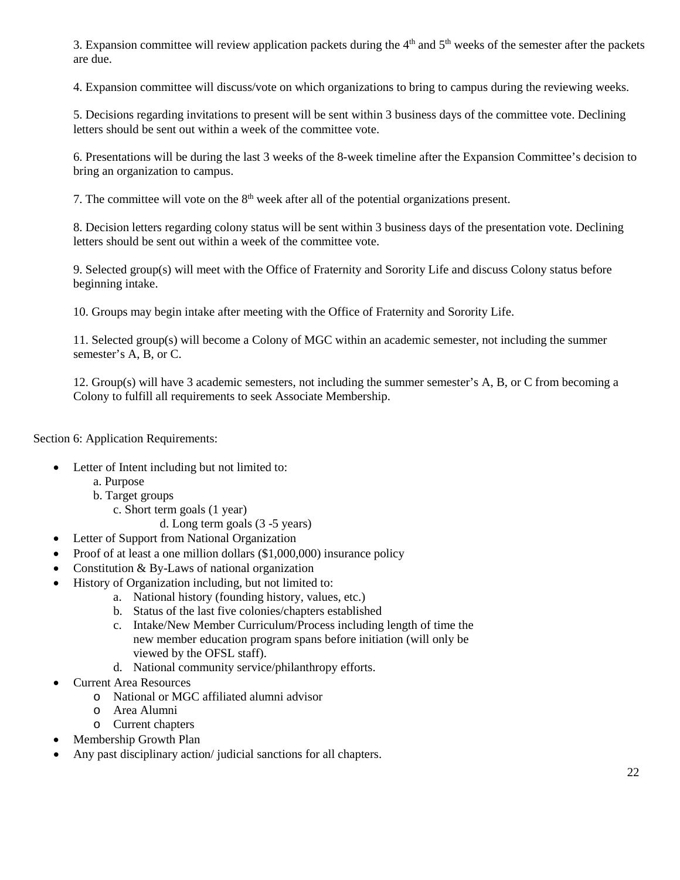3. Expansion committee will review application packets during the 4th and 5th weeks of the semester after the packets are due.

4. Expansion committee will discuss/vote on which organizations to bring to campus during the reviewing weeks.

5. Decisions regarding invitations to present will be sent within 3 business days of the committee vote. Declining letters should be sent out within a week of the committee vote.

6. Presentations will be during the last 3 weeks of the 8-week timeline after the Expansion Committee's decision to bring an organization to campus.

7. The committee will vote on the 8th week after all of the potential organizations present.

8. Decision letters regarding colony status will be sent within 3 business days of the presentation vote. Declining letters should be sent out within a week of the committee vote.

9. Selected group(s) will meet with the Office of Fraternity and Sorority Life and discuss Colony status before beginning intake.

10. Groups may begin intake after meeting with the Office of Fraternity and Sorority Life.

11. Selected group(s) will become a Colony of MGC within an academic semester, not including the summer semester's A, B, or C.

12. Group(s) will have 3 academic semesters, not including the summer semester's A, B, or C from becoming a Colony to fulfill all requirements to seek Associate Membership.

Section 6: Application Requirements:

- Letter of Intent including but not limited to:
  - a. Purpose
  - b. Target groups
  - c. Short term goals (1 year)
  - d. Long term goals (3 -5 years)
- Letter of Support from National Organization
- Proof of at least a one million dollars ($1,000,000) insurance policy
- Constitution & By-Laws of national organization
- History of Organization including, but not limited to:
  - a. National history (founding history, values, etc.)
  - b. Status of the last five colonies/chapters established
  - c. Intake/New Member Curriculum/Process including length of time the new member education program spans before initiation (will only be viewed by the OFSL staff).
  - d. National community service/philanthropy efforts.
- Current Area Resources
  - National or MGC affiliated alumni advisor
  - Area Alumni
  - Current chapters
- Membership Growth Plan
- Any past disciplinary action/ judicial sanctions for all chapters.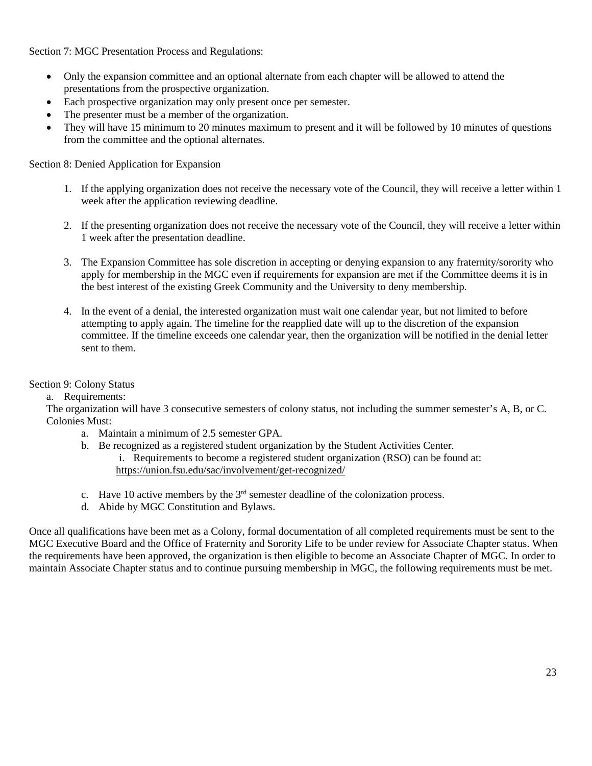Section 7: MGC Presentation Process and Regulations:

- Only the expansion committee and an optional alternate from each chapter will be allowed to attend the presentations from the prospective organization.
- Each prospective organization may only present once per semester.
- The presenter must be a member of the organization.
- They will have 15 minimum to 20 minutes maximum to present and it will be followed by 10 minutes of questions from the committee and the optional alternates.

Section 8: Denied Application for Expansion

1. If the applying organization does not receive the necessary vote of the Council, they will receive a letter within 1 week after the application reviewing deadline.

2. If the presenting organization does not receive the necessary vote of the Council, they will receive a letter within 1 week after the presentation deadline.

3. The Expansion Committee has sole discretion in accepting or denying expansion to any fraternity/sorority who apply for membership in the MGC even if requirements for expansion are met if the Committee deems it is in the best interest of the existing Greek Community and the University to deny membership.

4. In the event of a denial, the interested organization must wait one calendar year, but not limited to before attempting to apply again. The timeline for the reapplied date will up to the discretion of the expansion committee. If the timeline exceeds one calendar year, then the organization will be notified in the denial letter sent to them.

Section 9: Colony Status

a. Requirements:

The organization will have 3 consecutive semesters of colony status, not including the summer semester's A, B, or C. Colonies Must:

a. Maintain a minimum of 2.5 semester GPA.
b. Be recognized as a registered student organization by the Student Activities Center.
    i. Requirements to become a registered student organization (RSO) can be found at: https://union.fsu.edu/sac/involvement/get-recognized/
c. Have 10 active members by the 3rd semester deadline of the colonization process.
d. Abide by MGC Constitution and Bylaws.

Once all qualifications have been met as a Colony, formal documentation of all completed requirements must be sent to the MGC Executive Board and the Office of Fraternity and Sorority Life to be under review for Associate Chapter status. When the requirements have been approved, the organization is then eligible to become an Associate Chapter of MGC. In order to maintain Associate Chapter status and to continue pursuing membership in MGC, the following requirements must be met.